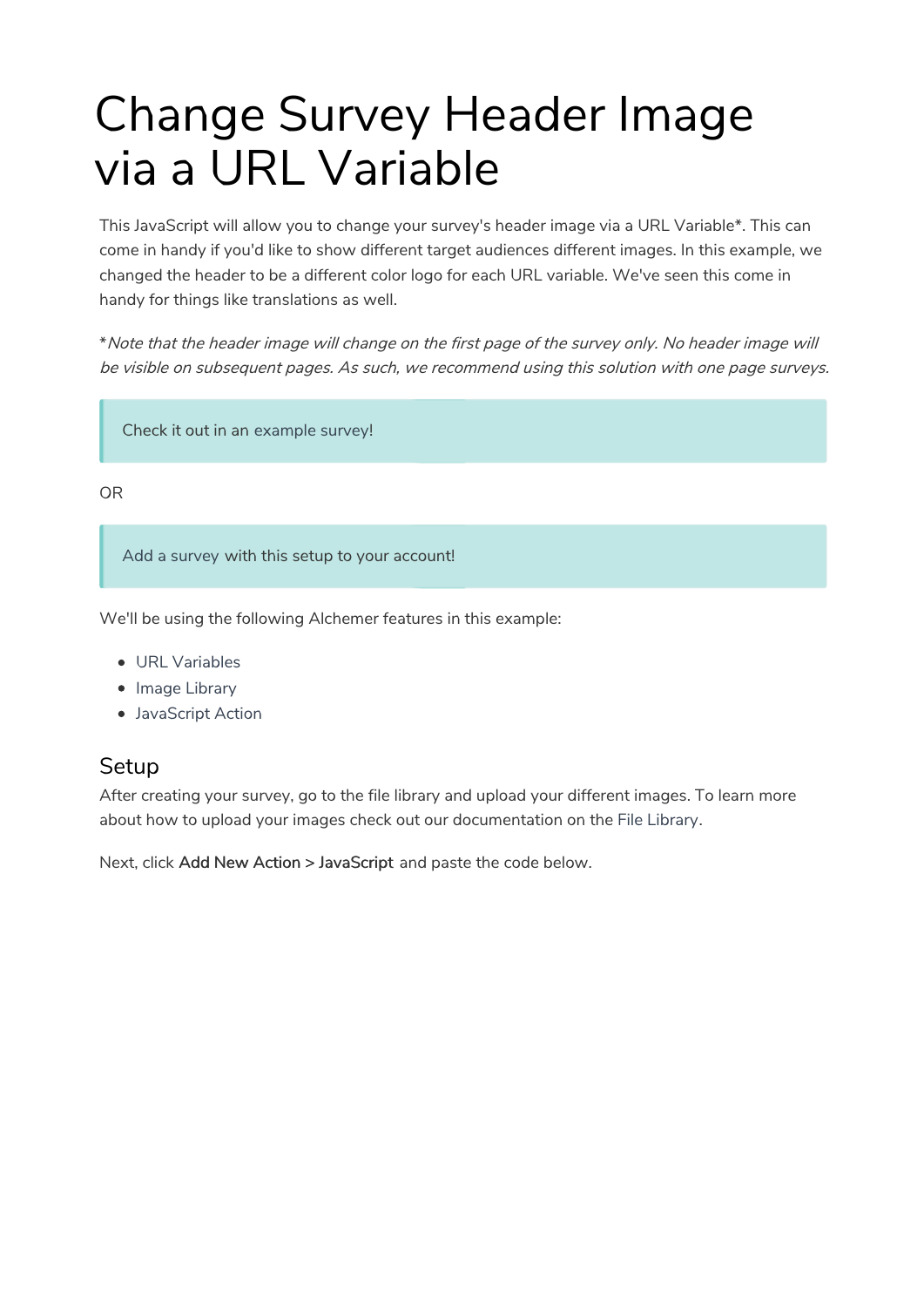# Change Survey Header Image via a URL Variable

This JavaScript will allow you to change your survey's header image via a URL Variable*. This can come in handy if you'd like to show different target audiences different images. In this example, we changed the header to be a different color logo for each URL variable. We've seen this come in handy for things like translations as well.

**Note that the header image will change on the first page of the survey only. No header image will be visible on subsequent pages. As such, we recommend using this solution with one page surveys.*

> Check it out in an example survey!

OR

> Add a survey with this setup to your account!

We'll be using the following Alchemer features in this example:

- URL Variables
- Image Library
- JavaScript Action

## Setup

After creating your survey, go to the file library and upload your different images. To learn more about how to upload your images check out our documentation on the File Library.

Next, click **Add New Action > JavaScript** and paste the code below.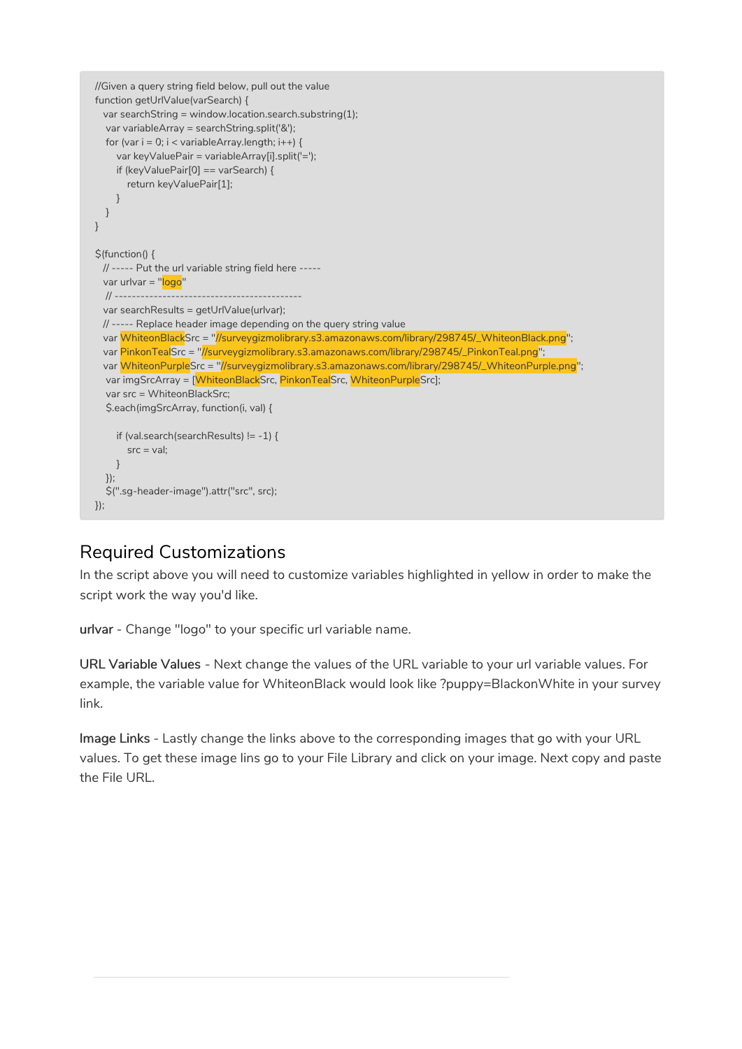```
//Given a query string field below, pull out the value
function getUrlValue(varSearch) {
  var searchString = window.location.search.substring(1);
   var variableArray = searchString.split('&');
   for (var i = 0; i < variableArray.length; i++) {
      var keyValuePair = variableArray[i].split('=');
      if (keyValuePair[0] == varSearch) {
         return keyValuePair[1];
      }
   }
}

$(function() {
  // ----- Put the url variable string field here -----
  var urlvar = "logo"
   // -------------------------------------------
  var searchResults = getUrlValue(urlvar);
  // ----- Replace header image depending on the query string value
  var WhiteonBlackSrc = "//surveygizmolibrary.s3.amazonaws.com/library/298745/_WhiteonBlack.png";
  var PinkonTealSrc = "//surveygizmolibrary.s3.amazonaws.com/library/298745/_PinkonTeal.png";
  var WhiteonPurpleSrc = "//surveygizmolibrary.s3.amazonaws.com/library/298745/_WhiteonPurple.png";
   var imgSrcArray = [WhiteonBlackSrc, PinkonTealSrc, WhiteonPurpleSrc];
   var src = WhiteonBlackSrc;
   $.each(imgSrcArray, function(i, val) {

      if (val.search(searchResults) != -1) {
         src = val;
      }
   });
   $(".sg-header-image").attr("src", src);
});
```

## Required Customizations

In the script above you will need to customize variables highlighted in yellow in order to make the script work the way you'd like.

**urlvar** - Change "logo" to your specific url variable name.

**URL Variable Values** - Next change the values of the URL variable to your url variable values. For example, the variable value for WhiteonBlack would look like ?puppy=BlackonWhite in your survey link.

**Image Links** - Lastly change the links above to the corresponding images that go with your URL values. To get these image lins go to your File Library and click on your image. Next copy and paste the File URL.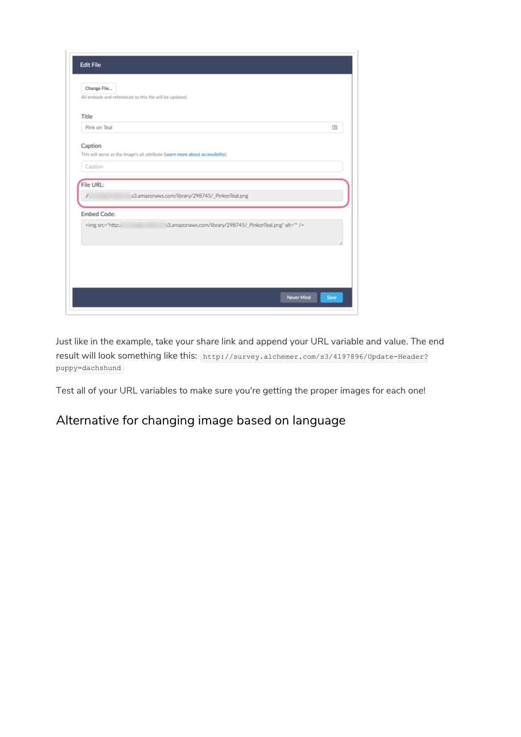Just like in the example, take your share link and append your URL variable and value. The end result will look something like this: `http://survey.alchemer.com/s3/4197896/Update-Header?puppy=dachshund`

Test all of your URL variables to make sure you're getting the proper images for each one!

## Alternative for changing image based on language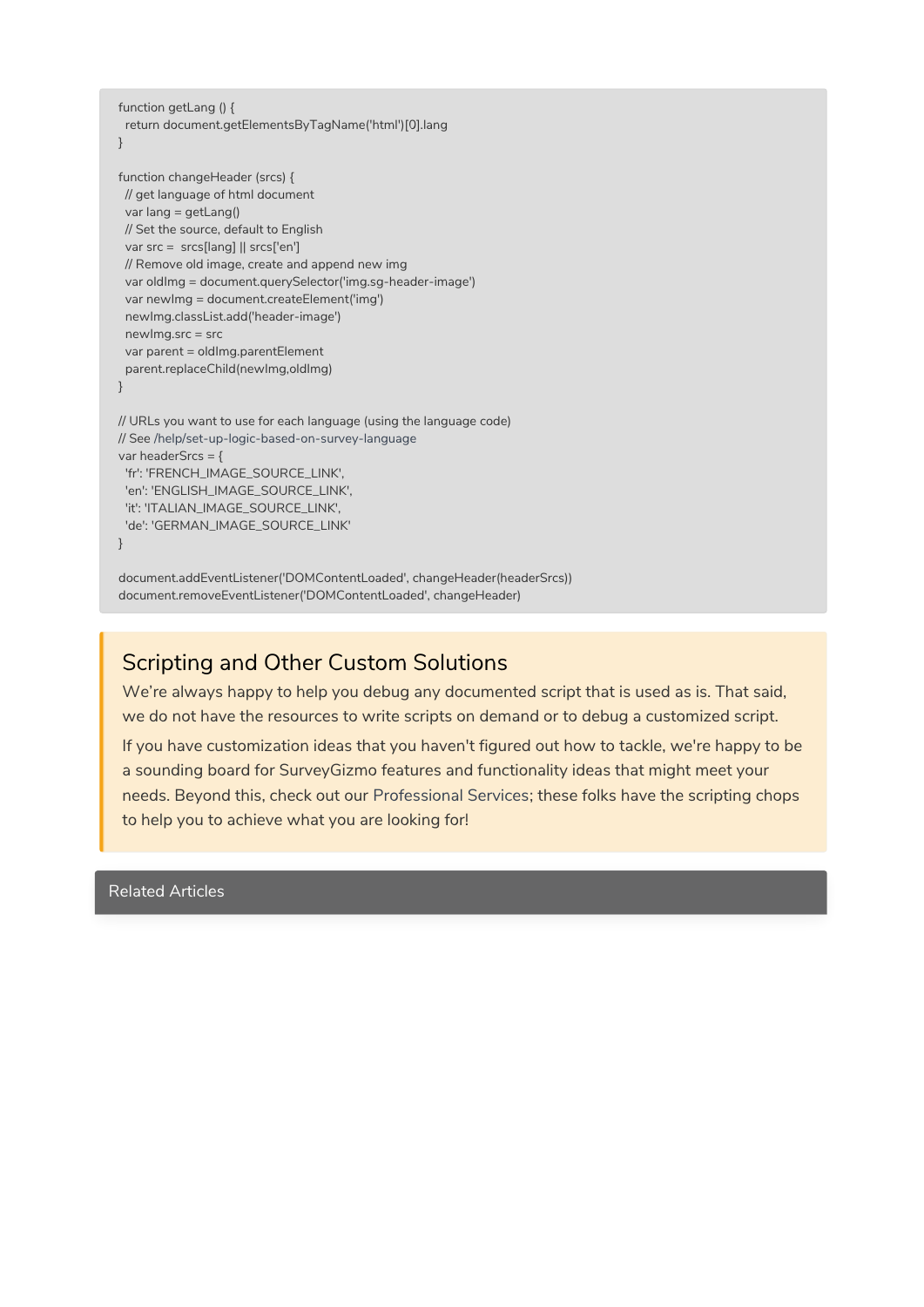```
function getLang () {
  return document.getElementsByTagName('html')[0].lang
}

function changeHeader (srcs) {
  // get language of html document
  var lang = getLang()
  // Set the source, default to English
  var src =  srcs[lang] || srcs['en']
  // Remove old image, create and append new img
  var oldImg = document.querySelector('img.sg-header-image')
  var newImg = document.createElement('img')
  newImg.classList.add('header-image')
  newImg.src = src
  var parent = oldImg.parentElement
  parent.replaceChild(newImg,oldImg)
}

// URLs you want to use for each language (using the language code)
// See /help/set-up-logic-based-on-survey-language
var headerSrcs = {
  'fr': 'FRENCH_IMAGE_SOURCE_LINK',
  'en': 'ENGLISH_IMAGE_SOURCE_LINK',
  'it': 'ITALIAN_IMAGE_SOURCE_LINK',
  'de': 'GERMAN_IMAGE_SOURCE_LINK'
}

document.addEventListener('DOMContentLoaded', changeHeader(headerSrcs))
document.removeEventListener('DOMContentLoaded', changeHeader)
```

## Scripting and Other Custom Solutions

We're always happy to help you debug any documented script that is used as is. That said, we do not have the resources to write scripts on demand or to debug a customized script.

If you have customization ideas that you haven't figured out how to tackle, we're happy to be a sounding board for SurveyGizmo features and functionality ideas that might meet your needs. Beyond this, check out our Professional Services; these folks have the scripting chops to help you to achieve what you are looking for!

Related Articles